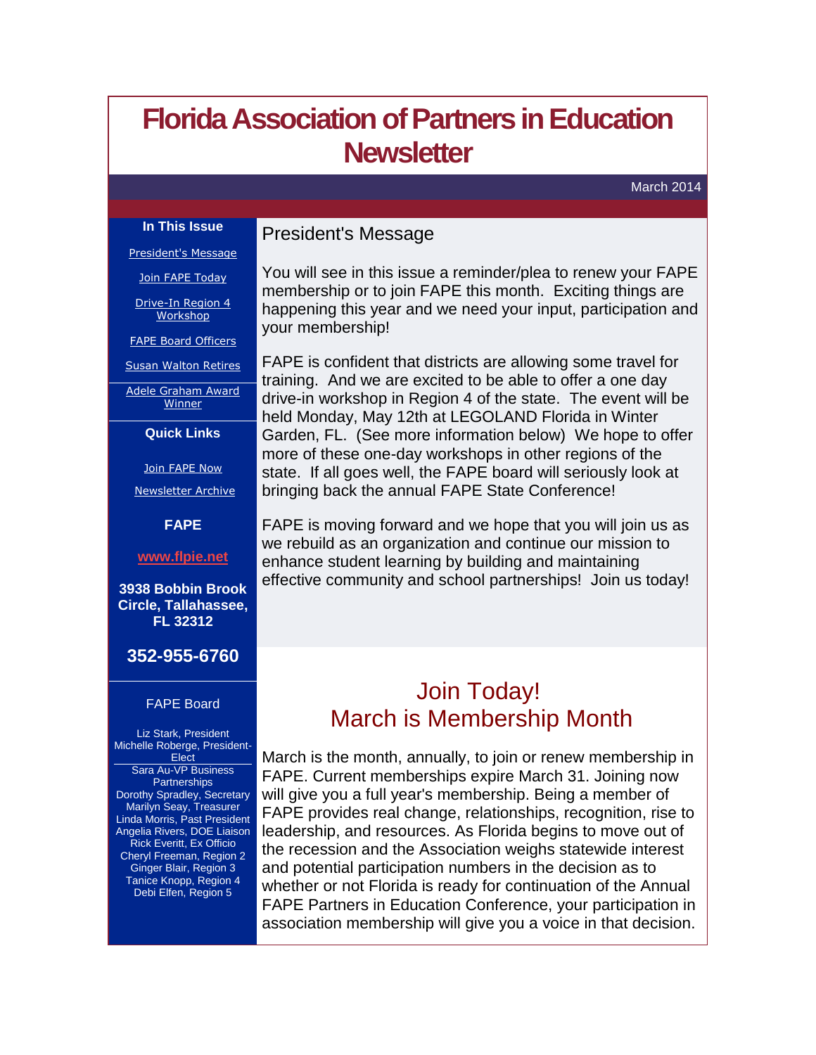# Florida Association of Partners in Education Newsletter

March 2014

**In This Issue**

President's Message

Join FAPE Today

Drive-In Region 4 Workshop

FAPE Board Officers

Susan Walton Retires

Adele Graham Award Winner

**Quick Links**

Join FAPE Now

Newsletter Archive

**FAPE**

**www.flpie.net**

**3938 Bobbin Brook Circle, Tallahassee, FL 32312**

**352-955-6760**

FAPE Board

Liz Stark, President
Michelle Roberge, President-Elect
Sara Au-VP Business Partnerships
Dorothy Spradley, Secretary
Marilyn Seay, Treasurer
Linda Morris, Past President
Angelia Rivers, DOE Liaison
Rick Everitt, Ex Officio
Cheryl Freeman, Region 2
Ginger Blair, Region 3
Tanice Knopp, Region 4
Debi Elfen, Region 5

## President's Message

You will see in this issue a reminder/plea to renew your FAPE membership or to join FAPE this month. Exciting things are happening this year and we need your input, participation and your membership!

FAPE is confident that districts are allowing some travel for training. And we are excited to be able to offer a one day drive-in workshop in Region 4 of the state. The event will be held Monday, May 12th at LEGOLAND Florida in Winter Garden, FL. (See more information below) We hope to offer more of these one-day workshops in other regions of the state. If all goes well, the FAPE board will seriously look at bringing back the annual FAPE State Conference!

FAPE is moving forward and we hope that you will join us as we rebuild as an organization and continue our mission to enhance student learning by building and maintaining effective community and school partnerships! Join us today!

## Join Today!
## March is Membership Month

March is the month, annually, to join or renew membership in FAPE. Current memberships expire March 31. Joining now will give you a full year's membership. Being a member of FAPE provides real change, relationships, recognition, rise to leadership, and resources. As Florida begins to move out of the recession and the Association weighs statewide interest and potential participation numbers in the decision as to whether or not Florida is ready for continuation of the Annual FAPE Partners in Education Conference, your participation in association membership will give you a voice in that decision.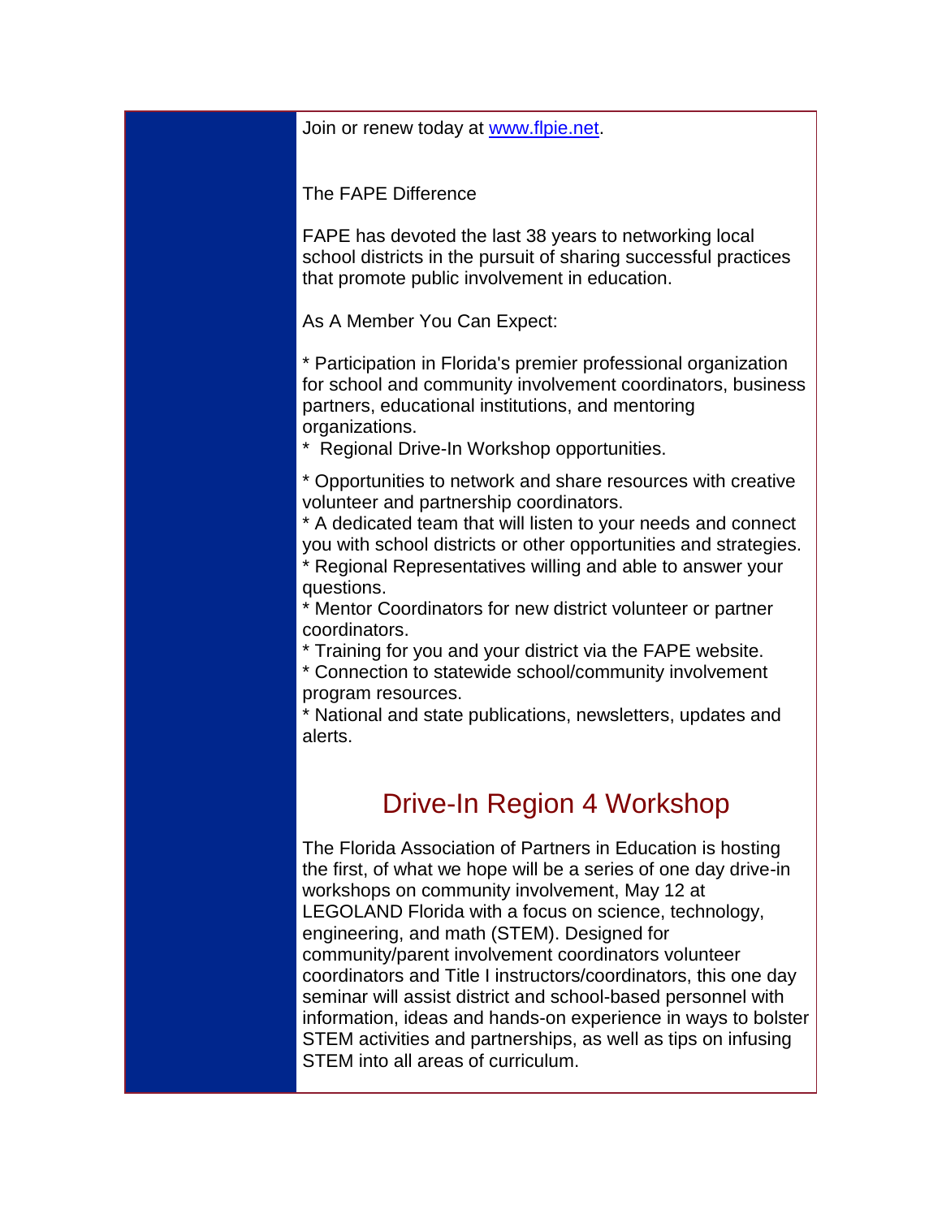Join or renew today at [www.flpie.net](http://www.flpie.net).

The FAPE Difference

FAPE has devoted the last 38 years to networking local school districts in the pursuit of sharing successful practices that promote public involvement in education.

As A Member You Can Expect:

* Participation in Florida's premier professional organization for school and community involvement coordinators, business partners, educational institutions, and mentoring organizations.
* Regional Drive-In Workshop opportunities.
* Opportunities to network and share resources with creative volunteer and partnership coordinators.
* A dedicated team that will listen to your needs and connect you with school districts or other opportunities and strategies.
* Regional Representatives willing and able to answer your questions.
* Mentor Coordinators for new district volunteer or partner coordinators.
* Training for you and your district via the FAPE website.
* Connection to statewide school/community involvement program resources.
* National and state publications, newsletters, updates and alerts.

## Drive-In Region 4 Workshop

The Florida Association of Partners in Education is hosting the first, of what we hope will be a series of one day drive-in workshops on community involvement, May 12 at LEGOLAND Florida with a focus on science, technology, engineering, and math (STEM). Designed for community/parent involvement coordinators volunteer coordinators and Title I instructors/coordinators, this one day seminar will assist district and school-based personnel with information, ideas and hands-on experience in ways to bolster STEM activities and partnerships, as well as tips on infusing STEM into all areas of curriculum.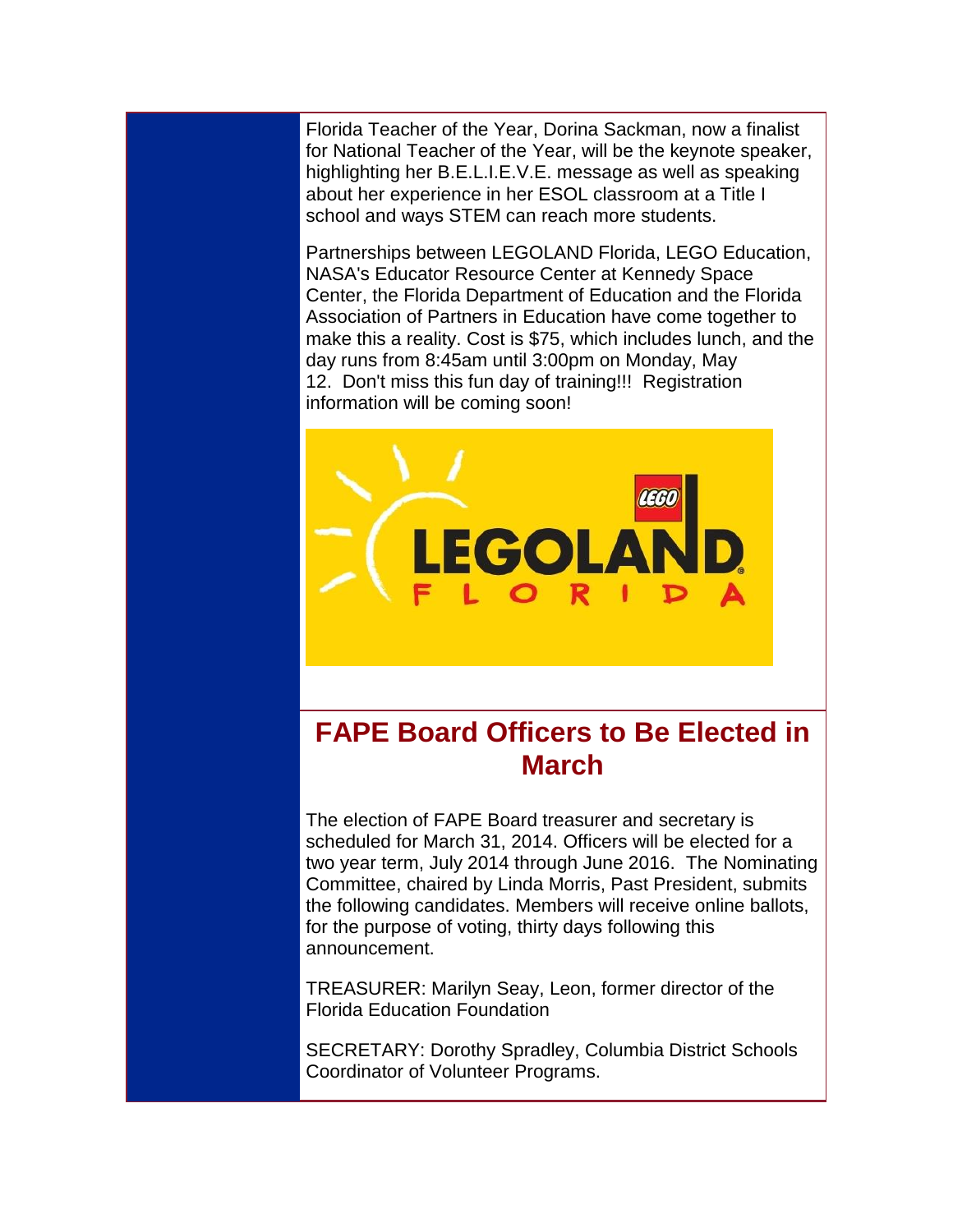Florida Teacher of the Year, Dorina Sackman, now a finalist for National Teacher of the Year, will be the keynote speaker, highlighting her B.E.L.I.E.V.E. message as well as speaking about her experience in her ESOL classroom at a Title I school and ways STEM can reach more students.

Partnerships between LEGOLAND Florida, LEGO Education, NASA's Educator Resource Center at Kennedy Space Center, the Florida Department of Education and the Florida Association of Partners in Education have come together to make this a reality. Cost is $75, which includes lunch, and the day runs from 8:45am until 3:00pm on Monday, May 12. Don't miss this fun day of training!!! Registration information will be coming soon!

## FAPE Board Officers to Be Elected in March

The election of FAPE Board treasurer and secretary is scheduled for March 31, 2014. Officers will be elected for a two year term, July 2014 through June 2016. The Nominating Committee, chaired by Linda Morris, Past President, submits the following candidates. Members will receive online ballots, for the purpose of voting, thirty days following this announcement.

TREASURER: Marilyn Seay, Leon, former director of the Florida Education Foundation

SECRETARY: Dorothy Spradley, Columbia District Schools Coordinator of Volunteer Programs.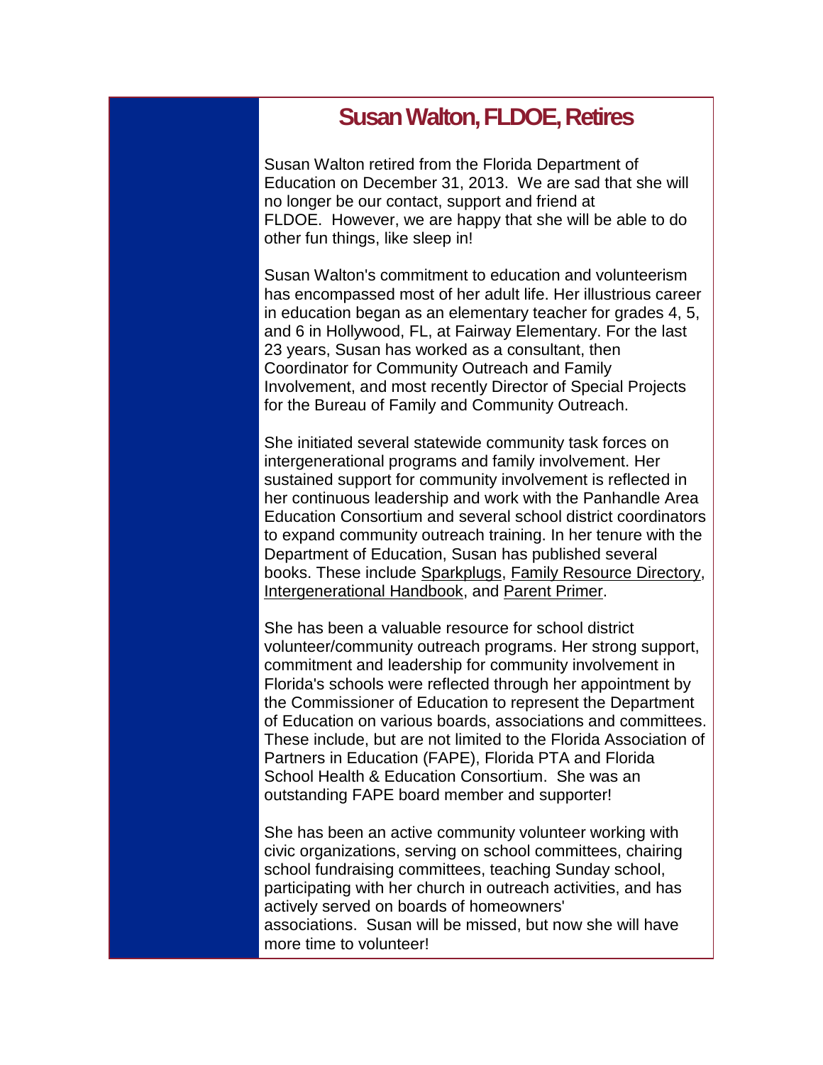## Susan Walton, FLDOE, Retires

Susan Walton retired from the Florida Department of Education on December 31, 2013. We are sad that she will no longer be our contact, support and friend at FLDOE. However, we are happy that she will be able to do other fun things, like sleep in!

Susan Walton's commitment to education and volunteerism has encompassed most of her adult life. Her illustrious career in education began as an elementary teacher for grades 4, 5, and 6 in Hollywood, FL, at Fairway Elementary. For the last 23 years, Susan has worked as a consultant, then Coordinator for Community Outreach and Family Involvement, and most recently Director of Special Projects for the Bureau of Family and Community Outreach.

She initiated several statewide community task forces on intergenerational programs and family involvement. Her sustained support for community involvement is reflected in her continuous leadership and work with the Panhandle Area Education Consortium and several school district coordinators to expand community outreach training. In her tenure with the Department of Education, Susan has published several books. These include Sparkplugs, Family Resource Directory, Intergenerational Handbook, and Parent Primer.

She has been a valuable resource for school district volunteer/community outreach programs. Her strong support, commitment and leadership for community involvement in Florida's schools were reflected through her appointment by the Commissioner of Education to represent the Department of Education on various boards, associations and committees. These include, but are not limited to the Florida Association of Partners in Education (FAPE), Florida PTA and Florida School Health & Education Consortium. She was an outstanding FAPE board member and supporter!

She has been an active community volunteer working with civic organizations, serving on school committees, chairing school fundraising committees, teaching Sunday school, participating with her church in outreach activities, and has actively served on boards of homeowners' associations. Susan will be missed, but now she will have more time to volunteer!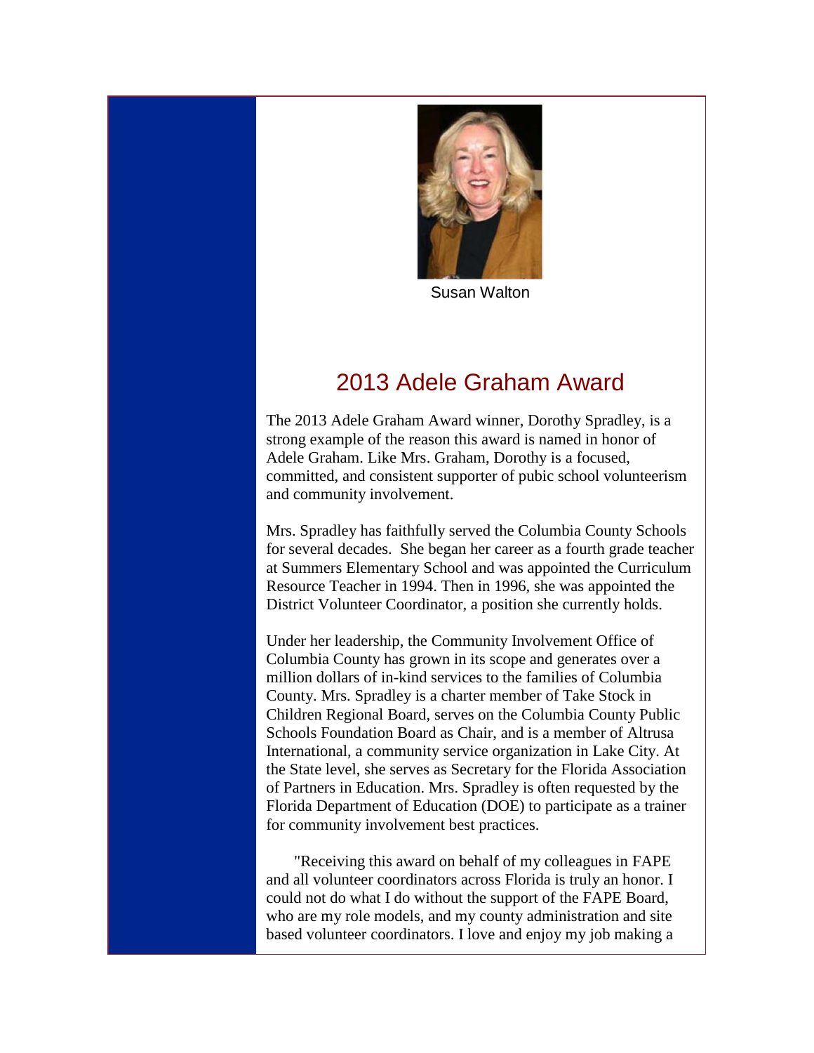Susan Walton

## 2013 Adele Graham Award

The 2013 Adele Graham Award winner, Dorothy Spradley, is a strong example of the reason this award is named in honor of Adele Graham. Like Mrs. Graham, Dorothy is a focused, committed, and consistent supporter of pubic school volunteerism and community involvement.

Mrs. Spradley has faithfully served the Columbia County Schools for several decades. She began her career as a fourth grade teacher at Summers Elementary School and was appointed the Curriculum Resource Teacher in 1994. Then in 1996, she was appointed the District Volunteer Coordinator, a position she currently holds.

Under her leadership, the Community Involvement Office of Columbia County has grown in its scope and generates over a million dollars of in-kind services to the families of Columbia County. Mrs. Spradley is a charter member of Take Stock in Children Regional Board, serves on the Columbia County Public Schools Foundation Board as Chair, and is a member of Altrusa International, a community service organization in Lake City. At the State level, she serves as Secretary for the Florida Association of Partners in Education. Mrs. Spradley is often requested by the Florida Department of Education (DOE) to participate as a trainer for community involvement best practices.

"Receiving this award on behalf of my colleagues in FAPE and all volunteer coordinators across Florida is truly an honor. I could not do what I do without the support of the FAPE Board, who are my role models, and my county administration and site based volunteer coordinators. I love and enjoy my job making a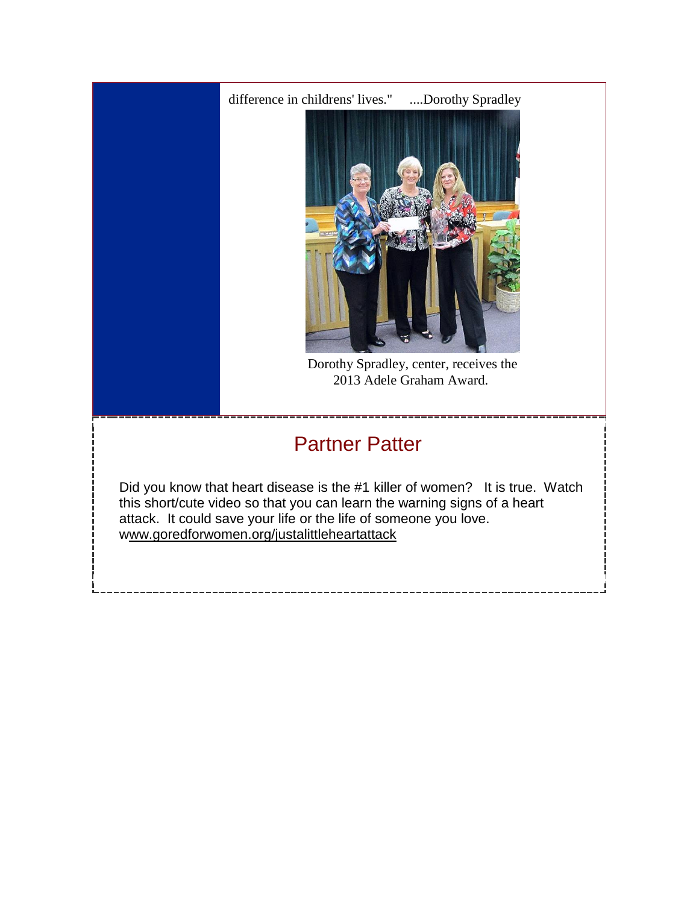difference in childrens' lives."    ....Dorothy Spradley

Dorothy Spradley, center, receives the 2013 Adele Graham Award.

## Partner Patter

Did you know that heart disease is the #1 killer of women? It is true. Watch this short/cute video so that you can learn the warning signs of a heart attack. It could save your life or the life of someone you love.
www.goredforwomen.org/justalittleheartattack